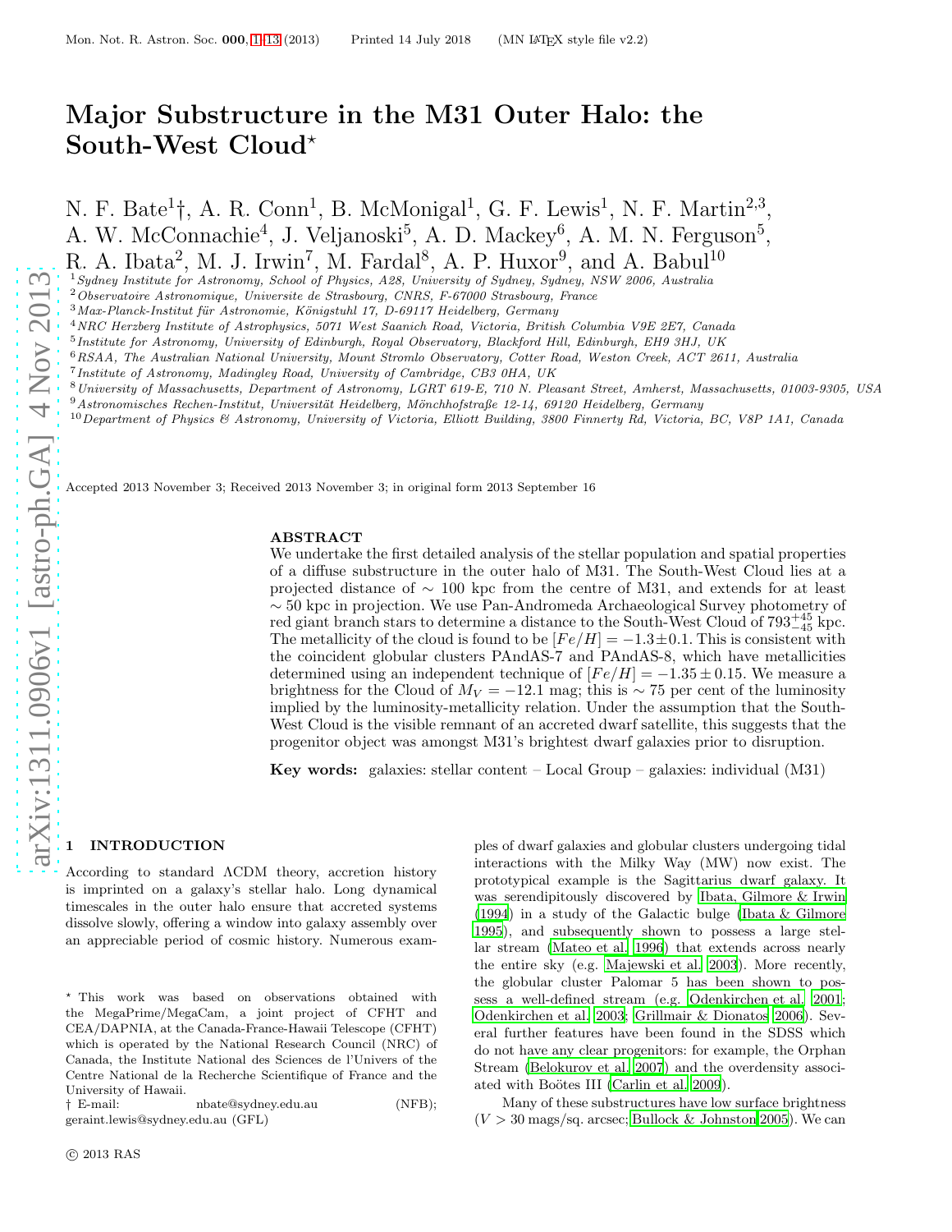# Major Substructure in the M31 Outer Halo: the South-West Cloud*

N. F. Bate[1]†, A. R. Conn[1], B. McMonigal[1], G. F. Lewis[1], N. F. Martin[2,3], A. W. McConnachie[4], J. Veljanoski[5], A. D. Mackey[6], A. M. N. Ferguson[5], R. A. Ibata[2], M. J. Irwin[7], M. Fardal[8], A. P. Huxor[9], and A. Babul[10]

[1] Sydney Institute for Astronomy, School of Physics, A28, University of Sydney, Sydney, NSW 2006, Australia
[2] Observatoire Astronomique, Universite de Strasbourg, CNRS, F-67000 Strasbourg, France
[3] Max-Planck-Institut für Astronomie, Königstuhl 17, D-69117 Heidelberg, Germany
[4] NRC Herzberg Institute of Astrophysics, 5071 West Saanich Road, Victoria, British Columbia V9E 2E7, Canada
[5] Institute for Astronomy, University of Edinburgh, Royal Observatory, Blackford Hill, Edinburgh, EH9 3HJ, UK
[6] RSAA, The Australian National University, Mount Stromlo Observatory, Cotter Road, Weston Creek, ACT 2611, Australia
[7] Institute of Astronomy, Madingley Road, University of Cambridge, CB3 0HA, UK
[8] University of Massachusetts, Department of Astronomy, LGRT 619-E, 710 N. Pleasant Street, Amherst, Massachusetts, 01003-9305, USA
[9] Astronomisches Rechen-Institut, Universität Heidelberg, Mönchhofstraße 12-14, 69120 Heidelberg, Germany
[10] Department of Physics & Astronomy, University of Victoria, Elliott Building, 3800 Finnerty Rd, Victoria, BC, V8P 1A1, Canada

Accepted 2013 November 3; Received 2013 November 3; in original form 2013 September 16

## ABSTRACT

We undertake the first detailed analysis of the stellar population and spatial properties of a diffuse substructure in the outer halo of M31. The South-West Cloud lies at a projected distance of $\sim$ 100 kpc from the centre of M31, and extends for at least $\sim$ 50 kpc in projection. We use Pan-Andromeda Archaeological Survey photometry of red giant branch stars to determine a distance to the South-West Cloud of $793^{+45}_{-45}$ kpc. The metallicity of the cloud is found to be $[Fe/H] = -1.3 \pm 0.1$. This is consistent with the coincident globular clusters PAndAS-7 and PAndAS-8, which have metallicities determined using an independent technique of $[Fe/H] = -1.35 \pm 0.15$. We measure a brightness for the Cloud of $M_V = -12.1$ mag; this is $\sim$ 75 per cent of the luminosity implied by the luminosity-metallicity relation. Under the assumption that the South-West Cloud is the visible remnant of an accreted dwarf satellite, this suggests that the progenitor object was amongst M31's brightest dwarf galaxies prior to disruption.

**Key words:** galaxies: stellar content – Local Group – galaxies: individual (M31)

## 1 INTRODUCTION

According to standard ΛCDM theory, accretion history is imprinted on a galaxy's stellar halo. Long dynamical timescales in the outer halo ensure that accreted systems dissolve slowly, offering a window into galaxy assembly over an appreciable period of cosmic history. Numerous examples of dwarf galaxies and globular clusters undergoing tidal interactions with the Milky Way (MW) now exist. The prototypical example is the Sagittarius dwarf galaxy. It was serendipitously discovered by Ibata, Gilmore & Irwin (1994) in a study of the Galactic bulge (Ibata & Gilmore 1995), and subsequently shown to possess a large stellar stream (Mateo et al. 1996) that extends across nearly the entire sky (e.g. Majewski et al. 2003). More recently, the globular cluster Palomar 5 has been shown to possess a well-defined stream (e.g. Odenkirchen et al. 2001; Odenkirchen et al. 2003; Grillmair & Dionatos 2006). Several further features have been found in the SDSS which do not have any clear progenitors: for example, the Orphan Stream (Belokurov et al. 2007) and the overdensity associated with Boötes III (Carlin et al. 2009).

Many of these substructures have low surface brightness ($V > 30$ mags/sq. arcsec; Bullock & Johnston 2005). We can

* This work was based on observations obtained with the MegaPrime/MegaCam, a joint project of CFHT and CEA/DAPNIA, at the Canada-France-Hawaii Telescope (CFHT) which is operated by the National Research Council (NRC) of Canada, the Institute National des Sciences de l'Univers of the Centre National de la Recherche Scientifique of France and the University of Hawaii.
† E-mail: nbate@sydney.edu.au (NFB); geraint.lewis@sydney.edu.au (GFL)

© 2013 RAS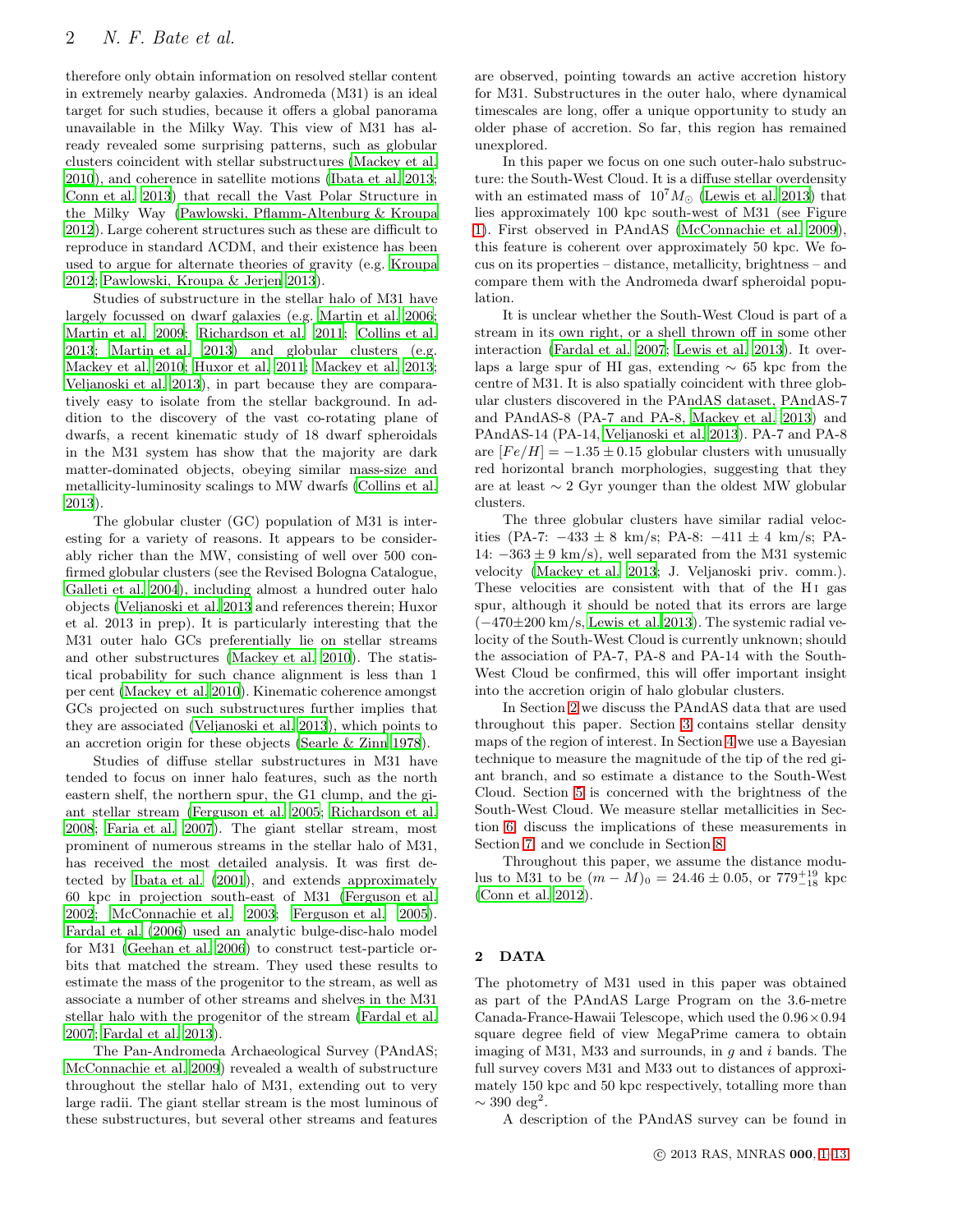therefore only obtain information on resolved stellar content in extremely nearby galaxies. Andromeda (M31) is an ideal target for such studies, because it offers a global panorama unavailable in the Milky Way. This view of M31 has already revealed some surprising patterns, such as globular clusters coincident with stellar substructures (Mackey et al. 2010), and coherence in satellite motions (Ibata et al. 2013; Conn et al. 2013) that recall the Vast Polar Structure in the Milky Way (Pawlowski, Pflamm-Altenburg & Kroupa 2012). Large coherent structures such as these are difficult to reproduce in standard ΛCDM, and their existence has been used to argue for alternate theories of gravity (e.g. Kroupa 2012; Pawlowski, Kroupa & Jerjen 2013).

Studies of substructure in the stellar halo of M31 have largely focussed on dwarf galaxies (e.g. Martin et al. 2006; Martin et al. 2009; Richardson et al. 2011; Collins et al. 2013; Martin et al. 2013) and globular clusters (e.g. Mackey et al. 2010; Huxor et al. 2011; Mackey et al. 2013; Veljanoski et al. 2013), in part because they are comparatively easy to isolate from the stellar background. In addition to the discovery of the vast co-rotating plane of dwarfs, a recent kinematic study of 18 dwarf spheroidals in the M31 system has show that the majority are dark matter-dominated objects, obeying similar mass-size and metallicity-luminosity scalings to MW dwarfs (Collins et al. 2013).

The globular cluster (GC) population of M31 is interesting for a variety of reasons. It appears to be considerably richer than the MW, consisting of well over 500 confirmed globular clusters (see the Revised Bologna Catalogue, Galleti et al. 2004), including almost a hundred outer halo objects (Veljanoski et al. 2013 and references therein; Huxor et al. 2013 in prep). It is particularly interesting that the M31 outer halo GCs preferentially lie on stellar streams and other substructures (Mackey et al. 2010). The statistical probability for such chance alignment is less than 1 per cent (Mackey et al. 2010). Kinematic coherence amongst GCs projected on such substructures further implies that they are associated (Veljanoski et al. 2013), which points to an accretion origin for these objects (Searle & Zinn 1978).

Studies of diffuse stellar substructures in M31 have tended to focus on inner halo features, such as the north eastern shelf, the northern spur, the G1 clump, and the giant stellar stream (Ferguson et al. 2005; Richardson et al. 2008; Faria et al. 2007). The giant stellar stream, most prominent of numerous streams in the stellar halo of M31, has received the most detailed analysis. It was first detected by Ibata et al. (2001), and extends approximately 60 kpc in projection south-east of M31 (Ferguson et al. 2002; McConnachie et al. 2003; Ferguson et al. 2005). Fardal et al. (2006) used an analytic bulge-disc-halo model for M31 (Geehan et al. 2006) to construct test-particle orbits that matched the stream. They used these results to estimate the mass of the progenitor to the stream, as well as associate a number of other streams and shelves in the M31 stellar halo with the progenitor of the stream (Fardal et al. 2007; Fardal et al. 2013).

The Pan-Andromeda Archaeological Survey (PAndAS; McConnachie et al. 2009) revealed a wealth of substructure throughout the stellar halo of M31, extending out to very large radii. The giant stellar stream is the most luminous of these substructures, but several other streams and features are observed, pointing towards an active accretion history for M31. Substructures in the outer halo, where dynamical timescales are long, offer a unique opportunity to study an older phase of accretion. So far, this region has remained unexplored.

In this paper we focus on one such outer-halo substructure: the South-West Cloud. It is a diffuse stellar overdensity with an estimated mass of $10^7 M_\odot$ (Lewis et al. 2013) that lies approximately 100 kpc south-west of M31 (see Figure 1). First observed in PAndAS (McConnachie et al. 2009), this feature is coherent over approximately 50 kpc. We focus on its properties – distance, metallicity, brightness – and compare them with the Andromeda dwarf spheroidal population.

It is unclear whether the South-West Cloud is part of a stream in its own right, or a shell thrown off in some other interaction (Fardal et al. 2007; Lewis et al. 2013). It overlaps a large spur of HI gas, extending $\sim 65$ kpc from the centre of M31. It is also spatially coincident with three globular clusters discovered in the PAndAS dataset, PAndAS-7 and PAndAS-8 (PA-7 and PA-8, Mackey et al. 2013) and PAndAS-14 (PA-14, Veljanoski et al. 2013). PA-7 and PA-8 are $[Fe/H] = -1.35 \pm 0.15$ globular clusters with unusually red horizontal branch morphologies, suggesting that they are at least $\sim 2$ Gyr younger than the oldest MW globular clusters.

The three globular clusters have similar radial velocities (PA-7: $-433 \pm 8$ km/s; PA-8: $-411 \pm 4$ km/s; PA-14: $-363 \pm 9$ km/s), well separated from the M31 systemic velocity (Mackey et al. 2013; J. Veljanoski priv. comm.). These velocities are consistent with that of the H I gas spur, although it should be noted that its errors are large ($-470 \pm 200$ km/s, Lewis et al. 2013). The systemic radial velocity of the South-West Cloud is currently unknown; should the association of PA-7, PA-8 and PA-14 with the South-West Cloud be confirmed, this will offer important insight into the accretion origin of halo globular clusters.

In Section 2 we discuss the PAndAS data that are used throughout this paper. Section 3 contains stellar density maps of the region of interest. In Section 4 we use a Bayesian technique to measure the magnitude of the tip of the red giant branch, and so estimate a distance to the South-West Cloud. Section 5 is concerned with the brightness of the South-West Cloud. We measure stellar metallicities in Section 6, discuss the implications of these measurements in Section 7, and we conclude in Section 8.

Throughout this paper, we assume the distance modulus to M31 to be $(m - M)_0 = 24.46 \pm 0.05$, or $779^{+19}_{-18}$ kpc (Conn et al. 2012).

## 2 DATA

The photometry of M31 used in this paper was obtained as part of the PAndAS Large Program on the 3.6-metre Canada-France-Hawaii Telescope, which used the $0.96 \times 0.94$ square degree field of view MegaPrime camera to obtain imaging of M31, M33 and surrounds, in $g$ and $i$ bands. The full survey covers M31 and M33 out to distances of approximately 150 kpc and 50 kpc respectively, totalling more than $\sim 390$ deg$^2$.

A description of the PAndAS survey can be found in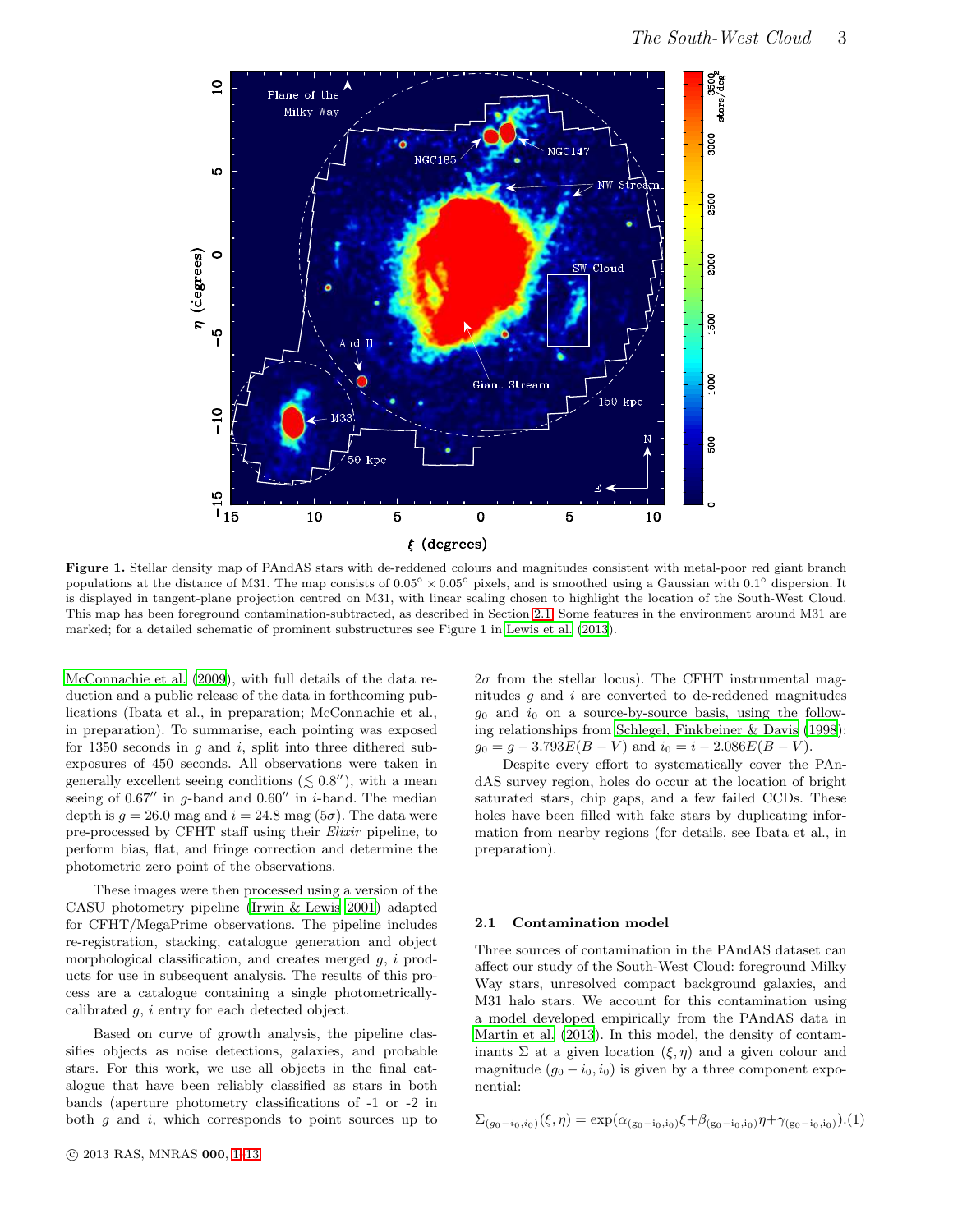**Figure 1.** Stellar density map of PAndAS stars with de-reddened colours and magnitudes consistent with metal-poor red giant branch populations at the distance of M31. The map consists of $0.05^\circ \times 0.05^\circ$ pixels, and is smoothed using a Gaussian with $0.1^\circ$ dispersion. It is displayed in tangent-plane projection centred on M31, with linear scaling chosen to highlight the location of the South-West Cloud. This map has been foreground contamination-subtracted, as described in Section 2.1. Some features in the environment around M31 are marked; for a detailed schematic of prominent substructures see Figure 1 in Lewis et al. (2013).

McConnachie et al. (2009), with full details of the data reduction and a public release of the data in forthcoming publications (Ibata et al., in preparation; McConnachie et al., in preparation). To summarise, each pointing was exposed for 1350 seconds in $g$ and $i$, split into three dithered sub-exposures of 450 seconds. All observations were taken in generally excellent seeing conditions ($\lesssim 0.8''$), with a mean seeing of $0.67''$ in $g$-band and $0.60''$ in $i$-band. The median depth is $g = 26.0$ mag and $i = 24.8$ mag ($5\sigma$). The data were pre-processed by CFHT staff using their *Elixir* pipeline, to perform bias, flat, and fringe correction and determine the photometric zero point of the observations.

These images were then processed using a version of the CASU photometry pipeline (Irwin & Lewis 2001) adapted for CFHT/MegaPrime observations. The pipeline includes re-registration, stacking, catalogue generation and object morphological classification, and creates merged $g$, $i$ products for use in subsequent analysis. The results of this process are a catalogue containing a single photometrically-calibrated $g$, $i$ entry for each detected object.

Based on curve of growth analysis, the pipeline classifies objects as noise detections, galaxies, and probable stars. For this work, we use all objects in the final catalogue that have been reliably classified as stars in both bands (aperture photometry classifications of -1 or -2 in both $g$ and $i$, which corresponds to point sources up to $2\sigma$ from the stellar locus). The CFHT instrumental magnitudes $g$ and $i$ are converted to de-reddened magnitudes $g_0$ and $i_0$ on a source-by-source basis, using the following relationships from Schlegel, Finkbeiner & Davis (1998): $g_0 = g - 3.793E(B-V)$ and $i_0 = i - 2.086E(B-V)$.

Despite every effort to systematically cover the PAndAS survey region, holes do occur at the location of bright saturated stars, chip gaps, and a few failed CCDs. These holes have been filled with fake stars by duplicating information from nearby regions (for details, see Ibata et al., in preparation).

## 2.1 Contamination model

Three sources of contamination in the PAndAS dataset can affect our study of the South-West Cloud: foreground Milky Way stars, unresolved compact background galaxies, and M31 halo stars. We account for this contamination using a model developed empirically from the PAndAS data in Martin et al. (2013). In this model, the density of contaminants $\Sigma$ at a given location $(\xi, \eta)$ and a given colour and magnitude $(g_0 - i_0, i_0)$ is given by a three component exponential:

$$\Sigma_{(g_0-i_0,i_0)}(\xi,\eta) = \exp(\alpha_{(g_0-i_0,i_0)}\xi + \beta_{(g_0-i_0,i_0)}\eta + \gamma_{(g_0-i_0,i_0)}). \quad (1)$$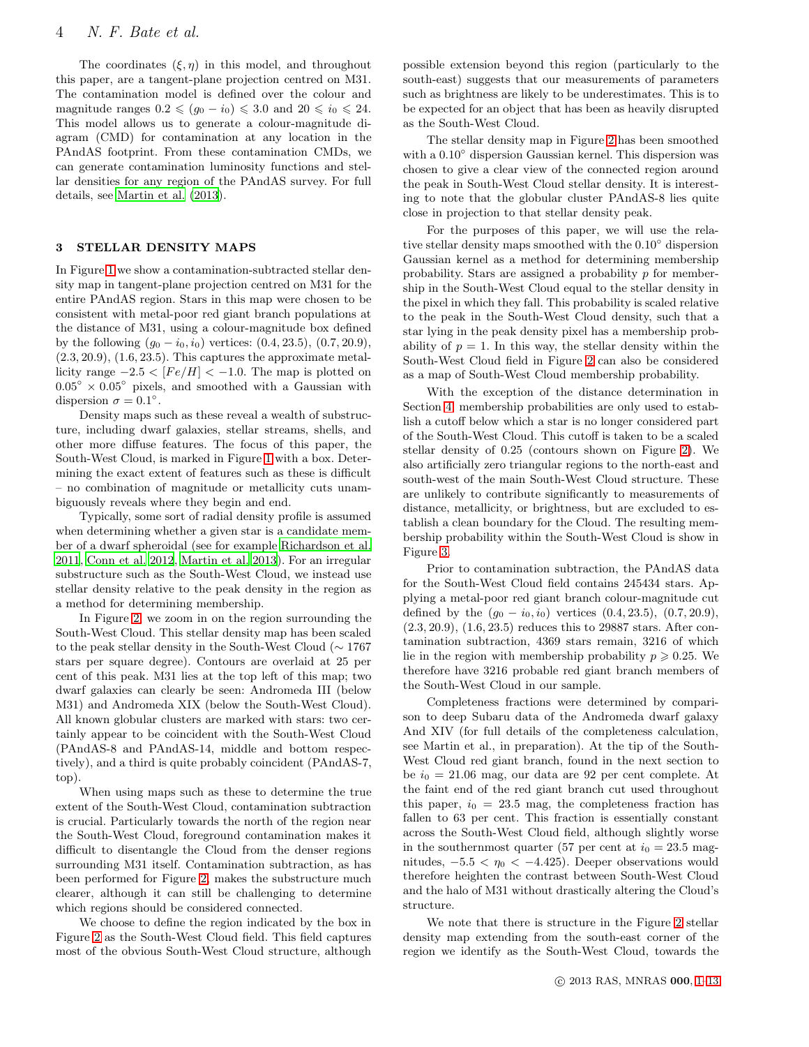The coordinates $(\xi, \eta)$ in this model, and throughout this paper, are a tangent-plane projection centred on M31. The contamination model is defined over the colour and magnitude ranges $0.2 \leqslant (g_0 - i_0) \leqslant 3.0$ and $20 \leqslant i_0 \leqslant 24$. This model allows us to generate a colour-magnitude diagram (CMD) for contamination at any location in the PAndAS footprint. From these contamination CMDs, we can generate contamination luminosity functions and stellar densities for any region of the PAndAS survey. For full details, see Martin et al. (2013).

## 3 STELLAR DENSITY MAPS

In Figure 1 we show a contamination-subtracted stellar density map in tangent-plane projection centred on M31 for the entire PAndAS region. Stars in this map were chosen to be consistent with metal-poor red giant branch populations at the distance of M31, using a colour-magnitude box defined by the following $(g_0 - i_0, i_0)$ vertices: (0.4, 23.5), (0.7, 20.9), (2.3, 20.9), (1.6, 23.5). This captures the approximate metallicity range $-2.5 < [Fe/H] < -1.0$. The map is plotted on $0.05^\circ \times 0.05^\circ$ pixels, and smoothed with a Gaussian with dispersion $\sigma = 0.1^\circ$.

Density maps such as these reveal a wealth of substructure, including dwarf galaxies, stellar streams, shells, and other more diffuse features. The focus of this paper, the South-West Cloud, is marked in Figure 1 with a box. Determining the exact extent of features such as these is difficult – no combination of magnitude or metallicity cuts unambiguously reveals where they begin and end.

Typically, some sort of radial density profile is assumed when determining whether a given star is a candidate member of a dwarf spheroidal (see for example Richardson et al. 2011, Conn et al. 2012, Martin et al. 2013). For an irregular substructure such as the South-West Cloud, we instead use stellar density relative to the peak density in the region as a method for determining membership.

In Figure 2, we zoom in on the region surrounding the South-West Cloud. This stellar density map has been scaled to the peak stellar density in the South-West Cloud ($\sim 1767$ stars per square degree). Contours are overlaid at 25 per cent of this peak. M31 lies at the top left of this map; two dwarf galaxies can clearly be seen: Andromeda III (below M31) and Andromeda XIX (below the South-West Cloud). All known globular clusters are marked with stars: two certainly appear to be coincident with the South-West Cloud (PAndAS-8 and PAndAS-14, middle and bottom respectively), and a third is quite probably coincident (PAndAS-7, top).

When using maps such as these to determine the true extent of the South-West Cloud, contamination subtraction is crucial. Particularly towards the north of the region near the South-West Cloud, foreground contamination makes it difficult to disentangle the Cloud from the denser regions surrounding M31 itself. Contamination subtraction, as has been performed for Figure 2, makes the substructure much clearer, although it can still be challenging to determine which regions should be considered connected.

We choose to define the region indicated by the box in Figure 2 as the South-West Cloud field. This field captures most of the obvious South-West Cloud structure, although possible extension beyond this region (particularly to the south-east) suggests that our measurements of parameters such as brightness are likely to be underestimates. This is to be expected for an object that has been as heavily disrupted as the South-West Cloud.

The stellar density map in Figure 2 has been smoothed with a $0.10^\circ$ dispersion Gaussian kernel. This dispersion was chosen to give a clear view of the connected region around the peak in South-West Cloud stellar density. It is interesting to note that the globular cluster PAndAS-8 lies quite close in projection to that stellar density peak.

For the purposes of this paper, we will use the relative stellar density maps smoothed with the $0.10^\circ$ dispersion Gaussian kernel as a method for determining membership probability. Stars are assigned a probability $p$ for membership in the South-West Cloud equal to the stellar density in the pixel in which they fall. This probability is scaled relative to the peak in the South-West Cloud density, such that a star lying in the peak density pixel has a membership probability of $p = 1$. In this way, the stellar density within the South-West Cloud field in Figure 2 can also be considered as a map of South-West Cloud membership probability.

With the exception of the distance determination in Section 4, membership probabilities are only used to establish a cutoff below which a star is no longer considered part of the South-West Cloud. This cutoff is taken to be a scaled stellar density of 0.25 (contours shown on Figure 2). We also artificially zero triangular regions to the north-east and south-west of the main South-West Cloud structure. These are unlikely to contribute significantly to measurements of distance, metallicity, or brightness, but are excluded to establish a clean boundary for the Cloud. The resulting membership probability within the South-West Cloud is show in Figure 3.

Prior to contamination subtraction, the PAndAS data for the South-West Cloud field contains 245434 stars. Applying a metal-poor red giant branch colour-magnitude cut defined by the $(g_0 - i_0, i_0)$ vertices (0.4, 23.5), (0.7, 20.9), (2.3, 20.9), (1.6, 23.5) reduces this to 29887 stars. After contamination subtraction, 4369 stars remain, 3216 of which lie in the region with membership probability $p \geqslant 0.25$. We therefore have 3216 probable red giant branch members of the South-West Cloud in our sample.

Completeness fractions were determined by comparison to deep Subaru data of the Andromeda dwarf galaxy And XIV (for full details of the completeness calculation, see Martin et al., in preparation). At the tip of the South-West Cloud red giant branch, found in the next section to be $i_0 = 21.06$ mag, our data are 92 per cent complete. At the faint end of the red giant branch cut used throughout this paper, $i_0 = 23.5$ mag, the completeness fraction has fallen to 63 per cent. This fraction is essentially constant across the South-West Cloud field, although slightly worse in the southernmost quarter (57 per cent at $i_0 = 23.5$ magnitudes, $-5.5 < \eta_0 < -4.425$). Deeper observations would therefore heighten the contrast between South-West Cloud and the halo of M31 without drastically altering the Cloud's structure.

We note that there is structure in the Figure 2 stellar density map extending from the south-east corner of the region we identify as the South-West Cloud, towards the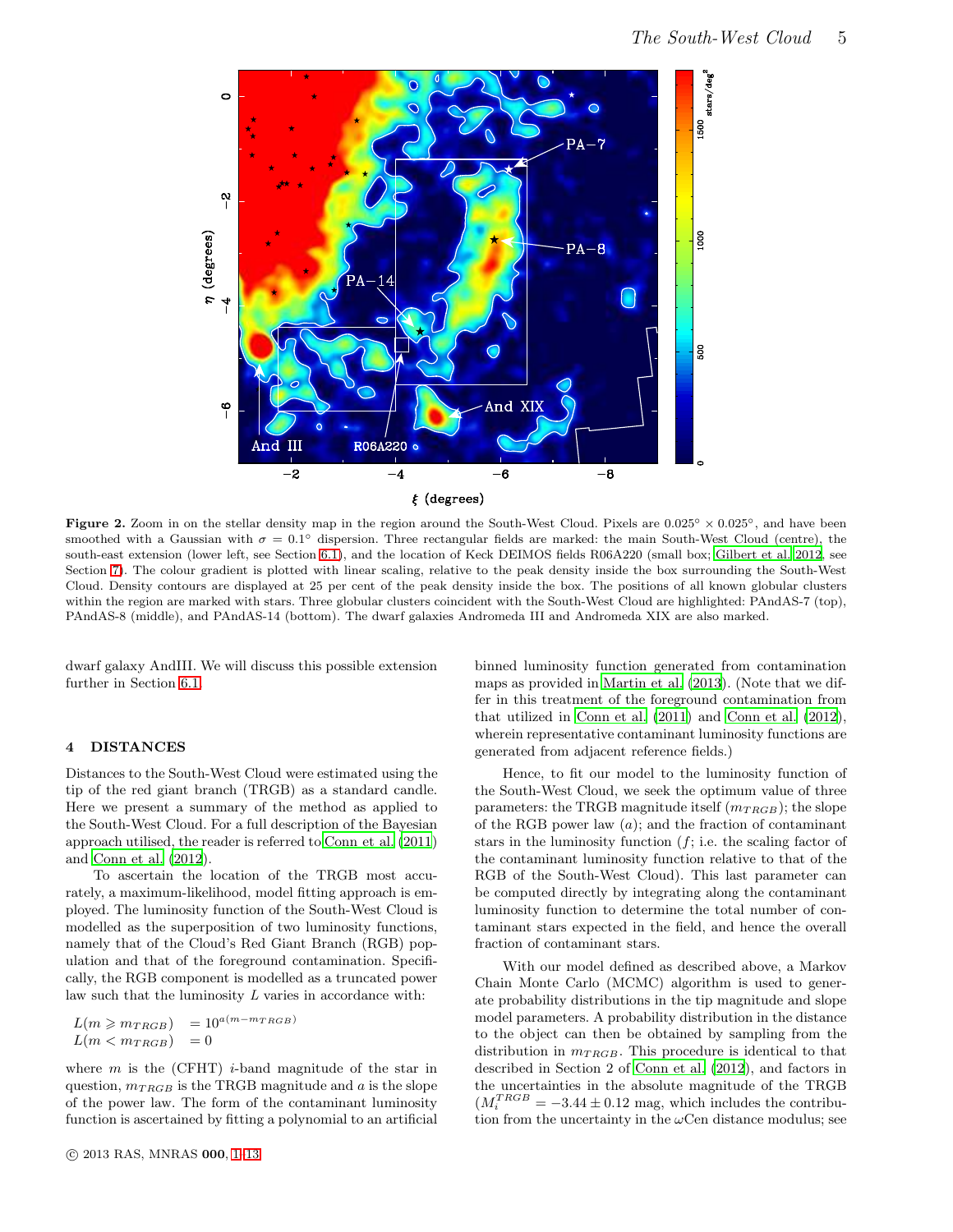**Figure 2.** Zoom in on the stellar density map in the region around the South-West Cloud. Pixels are $0.025° \times 0.025°$, and have been smoothed with a Gaussian with $\sigma = 0.1°$ dispersion. Three rectangular fields are marked: the main South-West Cloud (centre), the south-east extension (lower left, see Section 6.1), and the location of Keck DEIMOS fields R06A220 (small box; Gilbert et al. 2012, see Section 7). The colour gradient is plotted with linear scaling, relative to the peak density inside the box surrounding the South-West Cloud. Density contours are displayed at 25 per cent of the peak density inside the box. The positions of all known globular clusters within the region are marked with stars. Three globular clusters coincident with the South-West Cloud are highlighted: PAndAS-7 (top), PAndAS-8 (middle), and PAndAS-14 (bottom). The dwarf galaxies Andromeda III and Andromeda XIX are also marked.

dwarf galaxy AndIII. We will discuss this possible extension further in Section 6.1.

## 4 DISTANCES

Distances to the South-West Cloud were estimated using the tip of the red giant branch (TRGB) as a standard candle. Here we present a summary of the method as applied to the South-West Cloud. For a full description of the Bayesian approach utilised, the reader is referred to Conn et al. (2011) and Conn et al. (2012).

To ascertain the location of the TRGB most accurately, a maximum-likelihood, model fitting approach is employed. The luminosity function of the South-West Cloud is modelled as the superposition of two luminosity functions, namely that of the Cloud's Red Giant Branch (RGB) population and that of the foreground contamination. Specifically, the RGB component is modelled as a truncated power law such that the luminosity $L$ varies in accordance with:

$$
\begin{aligned}
L(m \geqslant m_{TRGB}) &= 10^{a(m-m_{TRGB})} \\
L(m < m_{TRGB}) &= 0
\end{aligned}
$$

where $m$ is the (CFHT) $i$-band magnitude of the star in question, $m_{TRGB}$ is the TRGB magnitude and $a$ is the slope of the power law. The form of the contaminant luminosity function is ascertained by fitting a polynomial to an artificial binned luminosity function generated from contamination maps as provided in Martin et al. (2013). (Note that we differ in this treatment of the foreground contamination from that utilized in Conn et al. (2011) and Conn et al. (2012), wherein representative contaminant luminosity functions are generated from adjacent reference fields.)

Hence, to fit our model to the luminosity function of the South-West Cloud, we seek the optimum value of three parameters: the TRGB magnitude itself ($m_{TRGB}$); the slope of the RGB power law ($a$); and the fraction of contaminant stars in the luminosity function ($f$; i.e. the scaling factor of the contaminant luminosity function relative to that of the RGB of the South-West Cloud). This last parameter can be computed directly by integrating along the contaminant luminosity function to determine the total number of contaminant stars expected in the field, and hence the overall fraction of contaminant stars.

With our model defined as described above, a Markov Chain Monte Carlo (MCMC) algorithm is used to generate probability distributions in the tip magnitude and slope model parameters. A probability distribution in the distance to the object can then be obtained by sampling from the distribution in $m_{TRGB}$. This procedure is identical to that described in Section 2 of Conn et al. (2012), and factors in the uncertainties in the absolute magnitude of the TRGB ($M_i^{TRGB} = -3.44 \pm 0.12$ mag, which includes the contribution from the uncertainty in the $\omega$Cen distance modulus; see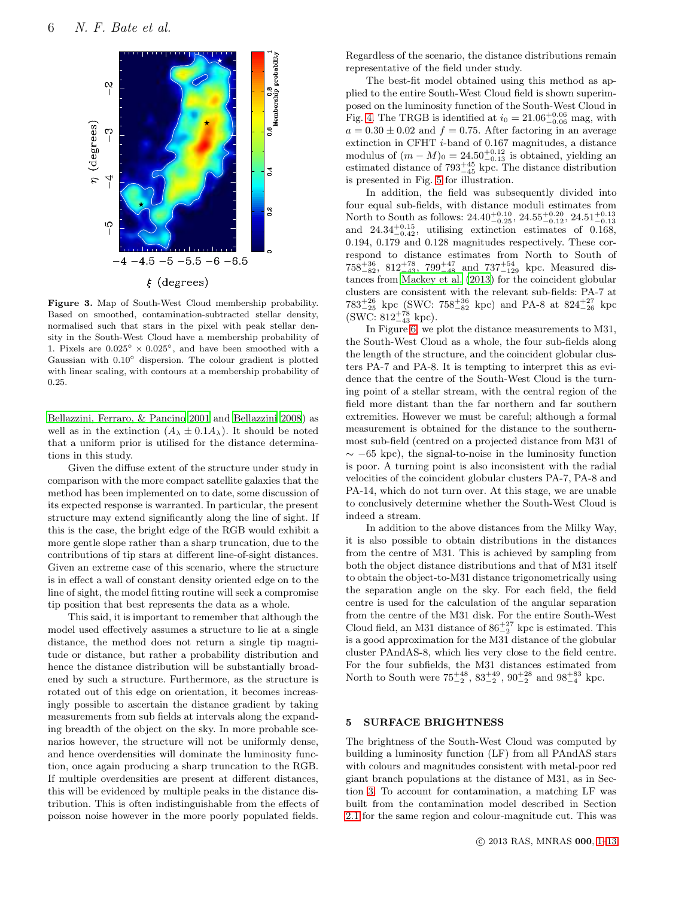Figure 3. Map of South-West Cloud membership probability. Based on smoothed, contamination-subtracted stellar density, normalised such that stars in the pixel with peak stellar density in the South-West Cloud have a membership probability of 1. Pixels are $0.025° \times 0.025°$, and have been smoothed with a Gaussian with $0.10°$ dispersion. The colour gradient is plotted with linear scaling, with contours at a membership probability of 0.25.

Bellazzini, Ferraro, & Pancino 2001 and Bellazzini 2008) as well as in the extinction ($A_\lambda \pm 0.1 A_\lambda$). It should be noted that a uniform prior is utilised for the distance determinations in this study.

Given the diffuse extent of the structure under study in comparison with the more compact satellite galaxies that the method has been implemented on to date, some discussion of its expected response is warranted. In particular, the present structure may extend significantly along the line of sight. If this is the case, the bright edge of the RGB would exhibit a more gentle slope rather than a sharp truncation, due to the contributions of tip stars at different line-of-sight distances. Given an extreme case of this scenario, where the structure is in effect a wall of constant density oriented edge on to the line of sight, the model fitting routine will seek a compromise tip position that best represents the data as a whole.

This said, it is important to remember that although the model used effectively assumes a structure to lie at a single distance, the method does not return a single tip magnitude or distance, but rather a probability distribution and hence the distance distribution will be substantially broadened by such a structure. Furthermore, as the structure is rotated out of this edge on orientation, it becomes increasingly possible to ascertain the distance gradient by taking measurements from sub fields at intervals along the expanding breadth of the object on the sky. In more probable scenarios however, the structure will not be uniformly dense, and hence overdensities will dominate the luminosity function, once again producing a sharp truncation to the RGB. If multiple overdensities are present at different distances, this will be evidenced by multiple peaks in the distance distribution. This is often indistinguishable from the effects of poisson noise however in the more poorly populated fields. Regardless of the scenario, the distance distributions remain representative of the field under study.

The best-fit model obtained using this method as applied to the entire South-West Cloud field is shown superimposed on the luminosity function of the South-West Cloud in Fig. 4. The TRGB is identified at $i_0 = 21.06^{+0.06}_{-0.06}$ mag, with $a = 0.30 \pm 0.02$ and $f = 0.75$. After factoring in an average extinction in CFHT $i$-band of 0.167 magnitudes, a distance modulus of $(m - M)_0 = 24.50^{+0.12}_{-0.13}$ is obtained, yielding an estimated distance of $793^{+45}_{-45}$ kpc. The distance distribution is presented in Fig. 5 for illustration.

In addition, the field was subsequently divided into four equal sub-fields, with distance moduli estimates from North to South as follows: $24.40^{+0.10}_{-0.25}$, $24.55^{+0.20}_{-0.12}$, $24.51^{+0.13}_{-0.13}$ and $24.34^{+0.15}_{-0.42}$, utilising extinction estimates of 0.168, 0.194, 0.179 and 0.128 magnitudes respectively. These correspond to distance estimates from North to South of $758^{+36}_{-82}$, $812^{+78}_{-43}$, $799^{+47}_{-48}$ and $737^{+54}_{-129}$ kpc. Measured distances from Mackey et al. (2013) for the coincident globular clusters are consistent with the relevant sub-fields: PA-7 at $783^{+26}_{-25}$ kpc (SWC: $758^{+36}_{-82}$ kpc) and PA-8 at $824^{+27}_{-26}$ kpc (SWC: $812^{+78}_{-43}$ kpc).

In Figure 6, we plot the distance measurements to M31, the South-West Cloud as a whole, the four sub-fields along the length of the structure, and the coincident globular clusters PA-7 and PA-8. It is tempting to interpret this as evidence that the centre of the South-West Cloud is the turning point of a stellar stream, with the central region of the field more distant than the far northern and far southern extremities. However we must be careful; although a formal measurement is obtained for the distance to the southernmost sub-field (centred on a projected distance from M31 of $\sim -65$ kpc), the signal-to-noise in the luminosity function is poor. A turning point is also inconsistent with the radial velocities of the coincident globular clusters PA-7, PA-8 and PA-14, which do not turn over. At this stage, we are unable to conclusively determine whether the South-West Cloud is indeed a stream.

In addition to the above distances from the Milky Way, it is also possible to obtain distributions in the distances from the centre of M31. This is achieved by sampling from both the object distance distributions and that of M31 itself to obtain the object-to-M31 distance trigonometrically using the separation angle on the sky. For each field, the field centre is used for the calculation of the angular separation from the centre of the M31 disk. For the entire South-West Cloud field, an M31 distance of $86^{+27}_{-2}$ kpc is estimated. This is a good approximation for the M31 distance of the globular cluster PAndAS-8, which lies very close to the field centre. For the four subfields, the M31 distances estimated from North to South were $75^{+48}_{-2}$, $83^{+49}_{-2}$, $90^{+28}_{-2}$ and $98^{+83}_{-4}$ kpc.

## 5 SURFACE BRIGHTNESS

The brightness of the South-West Cloud was computed by building a luminosity function (LF) from all PAndAS stars with colours and magnitudes consistent with metal-poor red giant branch populations at the distance of M31, as in Section 3. To account for contamination, a matching LF was built from the contamination model described in Section 2.1 for the same region and colour-magnitude cut. This was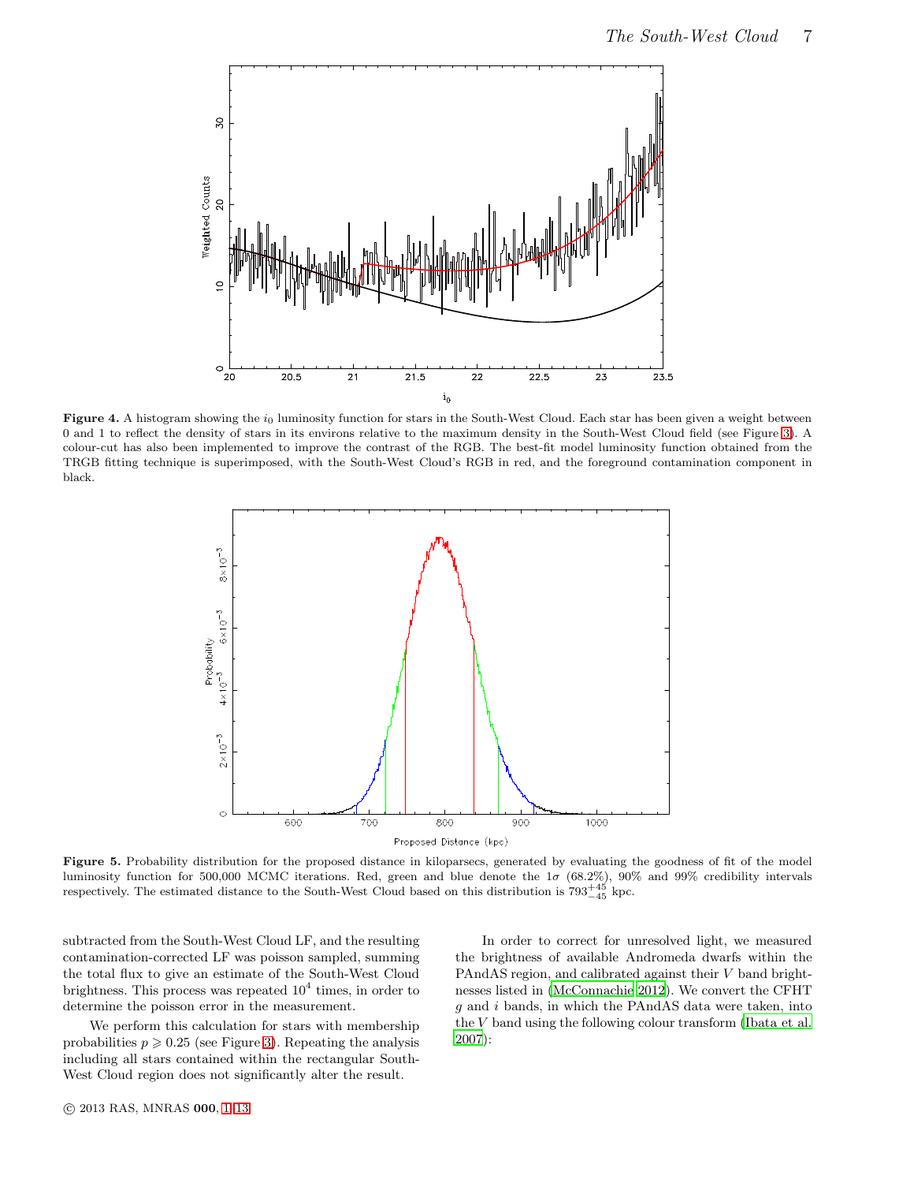**Figure 4.** A histogram showing the $i_0$ luminosity function for stars in the South-West Cloud. Each star has been given a weight between 0 and 1 to reflect the density of stars in its environs relative to the maximum density in the South-West Cloud field (see Figure 3). A colour-cut has also been implemented to improve the contrast of the RGB. The best-fit model luminosity function obtained from the TRGB fitting technique is superimposed, with the South-West Cloud's RGB in red, and the foreground contamination component in black.

**Figure 5.** Probability distribution for the proposed distance in kiloparsecs, generated by evaluating the goodness of fit of the model luminosity function for 500,000 MCMC iterations. Red, green and blue denote the $1\sigma$ (68.2%), 90% and 99% credibility intervals respectively. The estimated distance to the South-West Cloud based on this distribution is $793^{+45}_{-45}$ kpc.

subtracted from the South-West Cloud LF, and the resulting contamination-corrected LF was poisson sampled, summing the total flux to give an estimate of the South-West Cloud brightness. This process was repeated $10^4$ times, in order to determine the poisson error in the measurement.

We perform this calculation for stars with membership probabilities $p \geqslant 0.25$ (see Figure 3). Repeating the analysis including all stars contained within the rectangular South-West Cloud region does not significantly alter the result.

In order to correct for unresolved light, we measured the brightness of available Andromeda dwarfs within the PAndAS region, and calibrated against their $V$ band brightnesses listed in (McConnachie 2012). We convert the CFHT $g$ and $i$ bands, in which the PAndAS data were taken, into the $V$ band using the following colour transform (Ibata et al. 2007):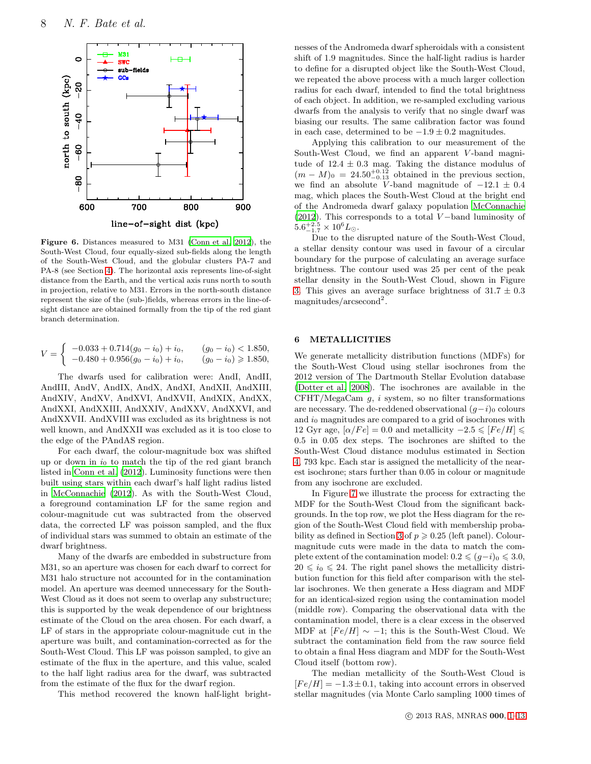**Figure 6.** Distances measured to M31 (Conn et al. 2012), the South-West Cloud, four equally-sized sub-fields along the length of the South-West Cloud, and the globular clusters PA-7 and PA-8 (see Section 4). The horizontal axis represents line-of-sight distance from the Earth, and the vertical axis runs north to south in projection, relative to M31. Errors in the north-south distance represent the size of the (sub-)fields, whereas errors in the line-of-sight distance are obtained formally from the tip of the red giant branch determination.

$$V = \begin{cases} -0.033 + 0.714(g_0 - i_0) + i_0, & (g_0 - i_0) < 1.850, \\ -0.480 + 0.956(g_0 - i_0) + i_0, & (g_0 - i_0) \geqslant 1.850, \end{cases}$$

The dwarfs used for calibration were: AndI, AndII, AndIII, AndV, AndIX, AndX, AndXI, AndXII, AndXIII, AndXIV, AndXV, AndXVI, AndXVII, AndXIX, AndXX, AndXXI, AndXXIII, AndXXIV, AndXXV, AndXXVI, and AndXXVII. AndXVIII was excluded as its brightness is not well known, and AndXXII was excluded as it is too close to the edge of the PAndAS region.

For each dwarf, the colour-magnitude box was shifted up or down in $i_0$ to match the tip of the red giant branch listed in Conn et al. (2012). Luminosity functions were then built using stars within each dwarf's half light radius listed in McConnachie (2012). As with the South-West Cloud, a foreground contamination LF for the same region and colour-magnitude cut was subtracted from the observed data, the corrected LF was poisson sampled, and the flux of individual stars was summed to obtain an estimate of the dwarf brightness.

Many of the dwarfs are embedded in substructure from M31, so an aperture was chosen for each dwarf to correct for M31 halo structure not accounted for in the contamination model. An aperture was deemed unnecessary for the South-West Cloud as it does not seem to overlap any substructure; this is supported by the weak dependence of our brightness estimate of the Cloud on the area chosen. For each dwarf, a LF of stars in the appropriate colour-magnitude cut in the aperture was built, and contamination-corrected as for the South-West Cloud. This LF was poisson sampled, to give an estimate of the flux in the aperture, and this value, scaled to the half light radius area for the dwarf, was subtracted from the estimate of the flux for the dwarf region.

This method recovered the known half-light brightnesses of the Andromeda dwarf spheroidals with a consistent shift of 1.9 magnitudes. Since the half-light radius is harder to define for a disrupted object like the South-West Cloud, we repeated the above process with a much larger collection radius for each dwarf, intended to find the total brightness of each object. In addition, we re-sampled excluding various dwarfs from the analysis to verify that no single dwarf was biasing our results. The same calibration factor was found in each case, determined to be $-1.9 \pm 0.2$ magnitudes.

Applying this calibration to our measurement of the South-West Cloud, we find an apparent $V$-band magnitude of $12.4 \pm 0.3$ mag. Taking the distance modulus of $(m - M)_0 = 24.50^{+0.12}_{-0.13}$ obtained in the previous section, we find an absolute $V$-band magnitude of $-12.1 \pm 0.4$ mag, which places the South-West Cloud at the bright end of the Andromeda dwarf galaxy population McConnachie (2012). This corresponds to a total $V$−band luminosity of $5.6^{+2.5}_{-1.7} \times 10^6 L_\odot$.

Due to the disrupted nature of the South-West Cloud, a stellar density contour was used in favour of a circular boundary for the purpose of calculating an average surface brightness. The contour used was 25 per cent of the peak stellar density in the South-West Cloud, shown in Figure 3. This gives an average surface brightness of $31.7 \pm 0.3$ magnitudes/arcsecond$^2$.

## 6 METALLICITIES

We generate metallicity distribution functions (MDFs) for the South-West Cloud using stellar isochrones from the 2012 version of The Dartmouth Stellar Evolution database (Dotter et al. 2008). The isochrones are available in the CFHT/MegaCam $g$, $i$ system, so no filter transformations are necessary. The de-reddened observational $(g-i)_0$ colours and $i_0$ magnitudes are compared to a grid of isochrones with 12 Gyr age, $[\alpha/Fe] = 0.0$ and metallicity $-2.5 \leqslant [Fe/H] \leqslant 0.5$ in 0.05 dex steps. The isochrones are shifted to the South-West Cloud distance modulus estimated in Section 4, 793 kpc. Each star is assigned the metallicity of the nearest isochrone; stars further than 0.05 in colour or magnitude from any isochrone are excluded.

In Figure 7 we illustrate the process for extracting the MDF for the South-West Cloud from the significant backgrounds. In the top row, we plot the Hess diagram for the region of the South-West Cloud field with membership probability as defined in Section 3 of $p \geqslant 0.25$ (left panel). Colour-magnitude cuts were made in the data to match the complete extent of the contamination model: $0.2 \leqslant (g-i)_0 \leqslant 3.0$, $20 \leqslant i_0 \leqslant 24$. The right panel shows the metallicity distribution function for this field after comparison with the stellar isochrones. We then generate a Hess diagram and MDF for an identical-sized region using the contamination model (middle row). Comparing the observational data with the contamination model, there is a clear excess in the observed MDF at $[Fe/H] \sim -1$; this is the South-West Cloud. We subtract the contamination field from the raw source field to obtain a final Hess diagram and MDF for the South-West Cloud itself (bottom row).

The median metallicity of the South-West Cloud is $[Fe/H] = -1.3 \pm 0.1$, taking into account errors in observed stellar magnitudes (via Monte Carlo sampling 1000 times of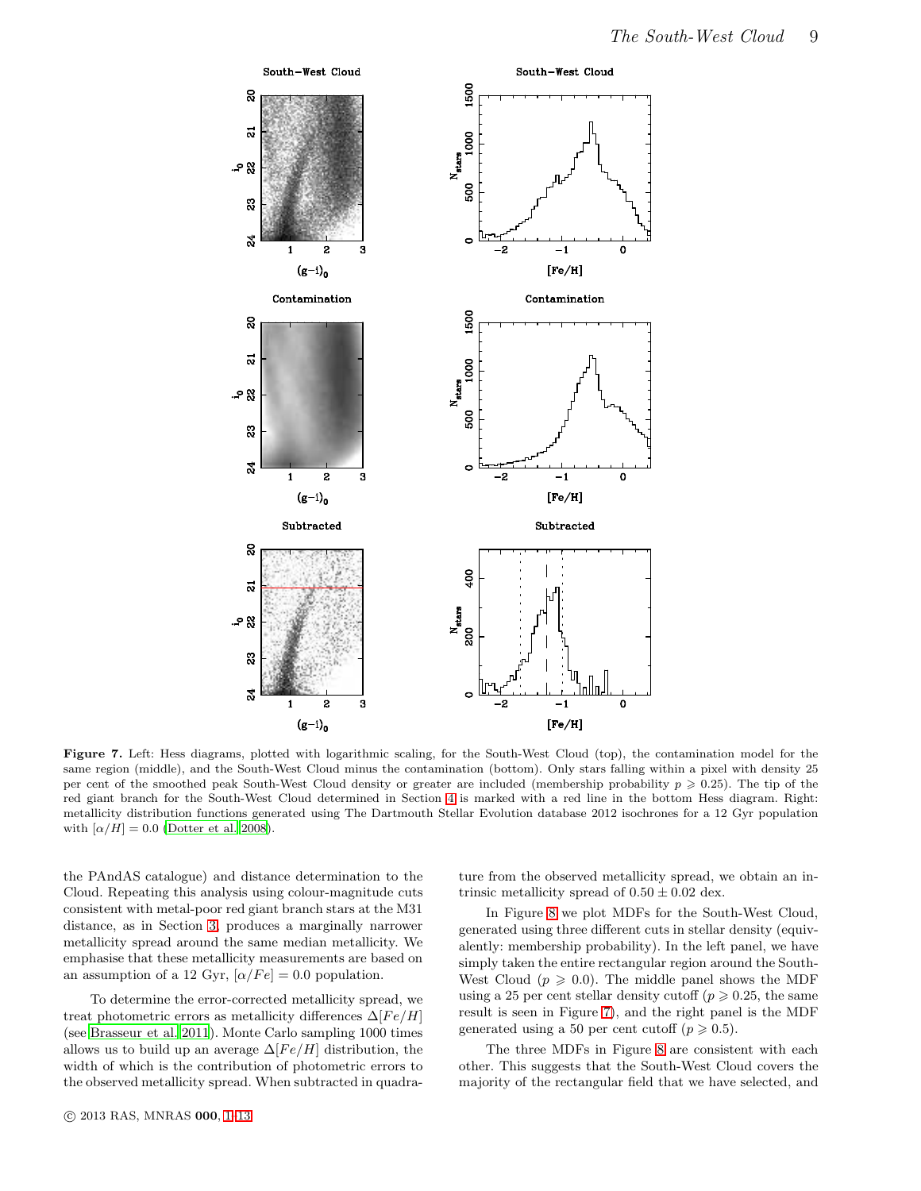**Figure 7.** Left: Hess diagrams, plotted with logarithmic scaling, for the South-West Cloud (top), the contamination model for the same region (middle), and the South-West Cloud minus the contamination (bottom). Only stars falling within a pixel with density 25 per cent of the smoothed peak South-West Cloud density or greater are included (membership probability $p \geqslant 0.25$). The tip of the red giant branch for the South-West Cloud determined in Section 4 is marked with a red line in the bottom Hess diagram. Right: metallicity distribution functions generated using The Dartmouth Stellar Evolution database 2012 isochrones for a 12 Gyr population with $[\alpha/H] = 0.0$ (Dotter et al. 2008).

the PAndAS catalogue) and distance determination to the Cloud. Repeating this analysis using colour-magnitude cuts consistent with metal-poor red giant branch stars at the M31 distance, as in Section 3, produces a marginally narrower metallicity spread around the same median metallicity. We emphasise that these metallicity measurements are based on an assumption of a 12 Gyr, $[\alpha/Fe] = 0.0$ population.

To determine the error-corrected metallicity spread, we treat photometric errors as metallicity differences $\Delta[Fe/H]$ (see Brasseur et al. 2011). Monte Carlo sampling 1000 times allows us to build up an average $\Delta[Fe/H]$ distribution, the width of which is the contribution of photometric errors to the observed metallicity spread. When subtracted in quadrature from the observed metallicity spread, we obtain an intrinsic metallicity spread of $0.50 \pm 0.02$ dex.

In Figure 8 we plot MDFs for the South-West Cloud, generated using three different cuts in stellar density (equivalently: membership probability). In the left panel, we have simply taken the entire rectangular region around the South-West Cloud ($p \geqslant 0.0$). The middle panel shows the MDF using a 25 per cent stellar density cutoff ($p \geqslant 0.25$, the same result is seen in Figure 7), and the right panel is the MDF generated using a 50 per cent cutoff ($p \geqslant 0.5$).

The three MDFs in Figure 8 are consistent with each other. This suggests that the South-West Cloud covers the majority of the rectangular field that we have selected, and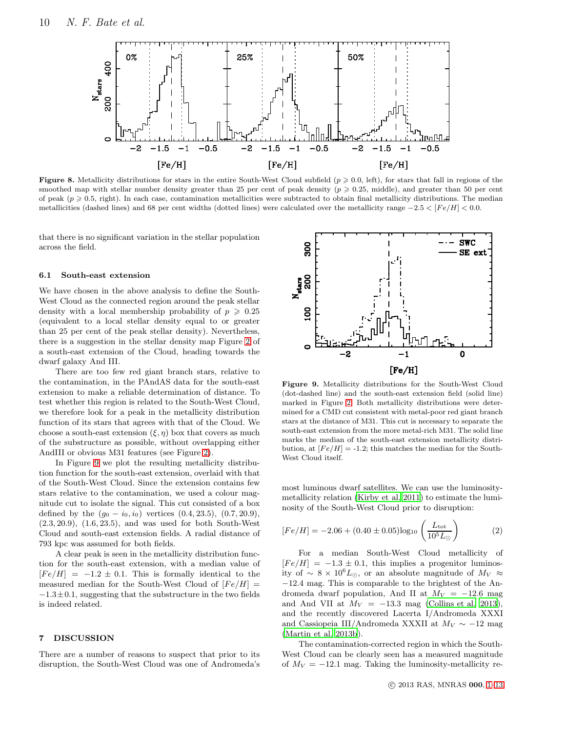**Figure 8.** Metallicity distributions for stars in the entire South-West Cloud subfield ($p \geqslant 0.0$, left), for stars that fall in regions of the smoothed map with stellar number density greater than 25 per cent of peak density ($p \geqslant 0.25$, middle), and greater than 50 per cent of peak ($p \geqslant 0.5$, right). In each case, contamination metallicities were subtracted to obtain final metallicity distributions. The median metallicities (dashed lines) and 68 per cent widths (dotted lines) were calculated over the metallicity range $-2.5 < [Fe/H] < 0.0$.

that there is no significant variation in the stellar population across the field.

### 6.1 South-east extension

We have chosen in the above analysis to define the South-West Cloud as the connected region around the peak stellar density with a local membership probability of $p \geqslant 0.25$ (equivalent to a local stellar density equal to or greater than 25 per cent of the peak stellar density). Nevertheless, there is a suggestion in the stellar density map Figure 2 of a south-east extension of the Cloud, heading towards the dwarf galaxy And III.

There are too few red giant branch stars, relative to the contamination, in the PAndAS data for the south-east extension to make a reliable determination of distance. To test whether this region is related to the South-West Cloud, we therefore look for a peak in the metallicity distribution function of its stars that agrees with that of the Cloud. We choose a south-east extension $(\xi, \eta)$ box that covers as much of the substructure as possible, without overlapping either AndIII or obvious M31 features (see Figure 2).

In Figure 9 we plot the resulting metallicity distribution function for the south-east extension, overlaid with that of the South-West Cloud. Since the extension contains few stars relative to the contamination, we used a colour magnitude cut to isolate the signal. This cut consisted of a box defined by the $(g_0 - i_0, i_0)$ vertices $(0.4, 23.5)$, $(0.7, 20.9)$, $(2.3, 20.9)$, $(1.6, 23.5)$, and was used for both South-West Cloud and south-east extension fields. A radial distance of 793 kpc was assumed for both fields.

A clear peak is seen in the metallicity distribution function for the south-east extension, with a median value of $[Fe/H] = -1.2 \pm 0.1$. This is formally identical to the measured median for the South-West Cloud of $[Fe/H] = -1.3 \pm 0.1$, suggesting that the substructure in the two fields is indeed related.

**Figure 9.** Metallicity distributions for the South-West Cloud (dot-dashed line) and the south-east extension field (solid line) marked in Figure 2. Both metallicity distributions were determined for a CMD cut consistent with metal-poor red giant branch stars at the distance of M31. This cut is necessary to separate the south-east extension from the more metal-rich M31. The solid line marks the median of the south-east extension metallicity distribution, at $[Fe/H]$ = -1.2; this matches the median for the South-West Cloud itself.

## 7 DISCUSSION

There are a number of reasons to suspect that prior to its disruption, the South-West Cloud was one of Andromeda's most luminous dwarf satellites. We can use the luminosity-metallicity relation (Kirby et al. 2011) to estimate the luminosity of the South-West Cloud prior to disruption:

$$[Fe/H] = -2.06 + (0.40 \pm 0.05)\log_{10}\left(\frac{L_{\rm tot}}{10^5 L_\odot}\right) \quad (2)$$

For a median South-West Cloud metallicity of $[Fe/H] = -1.3 \pm 0.1$, this implies a progenitor luminosity of $\sim 8 \times 10^6 L_\odot$, or an absolute magnitude of $M_V \approx -12.4$ mag. This is comparable to the brightest of the Andromeda dwarf population, And II at $M_V = -12.6$ mag and And VII at $M_V = -13.3$ mag (Collins et al. 2013), and the recently discovered Lacerta I/Andromeda XXXI and Cassiopeia III/Andromeda XXXII at $M_V \sim -12$ mag (Martin et al. 2013b).

The contamination-corrected region in which the South-West Cloud can be clearly seen has a measured magnitude of $M_V = -12.1$ mag. Taking the luminosity-metallicity re-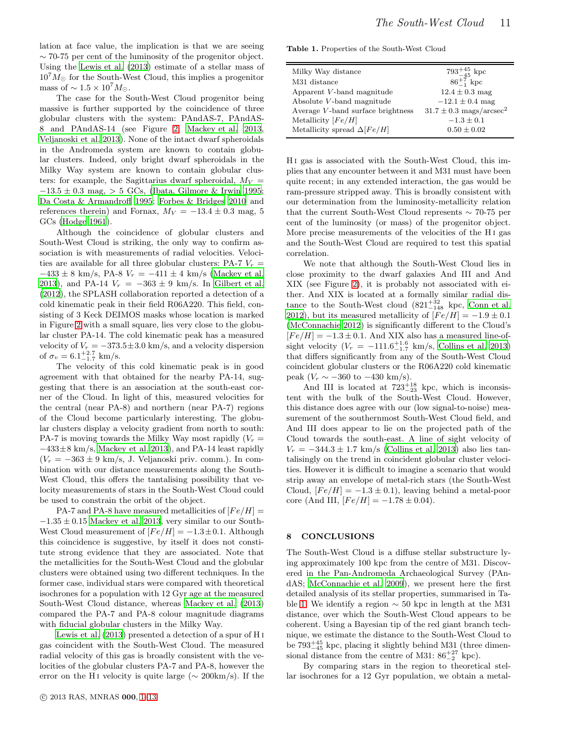lation at face value, the implication is that we are seeing $\sim$ 70-75 per cent of the luminosity of the progenitor object. Using the Lewis et al. (2013) estimate of a stellar mass of $10^7 M_\odot$ for the South-West Cloud, this implies a progenitor mass of $\sim 1.5 \times 10^7 M_\odot$.

The case for the South-West Cloud progenitor being massive is further supported by the coincidence of three globular clusters with the system: PAndAS-7, PAndAS-8 and PAndAS-14 (see Figure 2; Mackey et al. 2013, Veljanoski et al. 2013). None of the intact dwarf spheroidals in the Andromeda system are known to contain globular clusters. Indeed, only bright dwarf spheroidals in the Milky Way system are known to contain globular clusters: for example, the Sagittarius dwarf spheroidal, $M_V = -13.5 \pm 0.3$ mag, $> 5$ GCs, (Ibata, Gilmore & Irwin 1995; Da Costa & Armandroff 1995; Forbes & Bridges 2010 and references therein) and Fornax, $M_V = -13.4 \pm 0.3$ mag, 5 GCs (Hodge 1961).

Although the coincidence of globular clusters and South-West Cloud is striking, the only way to confirm association is with measurements of radial velocities. Velocities are available for all three globular clusters: PA-7 $V_r = -433 \pm 8$ km/s, PA-8 $V_r = -411 \pm 4$ km/s (Mackey et al. 2013), and PA-14 $V_r = -363 \pm 9$ km/s. In Gilbert et al. (2012), the SPLASH collaboration reported a detection of a cold kinematic peak in their field R06A220. This field, consisting of 3 Keck DEIMOS masks whose location is marked in Figure 2 with a small square, lies very close to the globular cluster PA-14. The cold kinematic peak has a measured velocity of $V_r = -373.5 \pm 3.0$ km/s, and a velocity dispersion of $\sigma_v = 6.1^{+2.7}_{-1.7}$ km/s.

The velocity of this cold kinematic peak is in good agreement with that obtained for the nearby PA-14, suggesting that there is an association at the south-east corner of the Cloud. In light of this, measured velocities for the central (near PA-8) and northern (near PA-7) regions of the Cloud become particularly interesting. The globular clusters display a velocity gradient from north to south: PA-7 is moving towards the Milky Way most rapidly ($V_r = -433 \pm 8$ km/s, Mackey et al. 2013), and PA-14 least rapidly ($V_r = -363 \pm 9$ km/s, J. Veljanoski priv. comm.). In combination with our distance measurements along the South-West Cloud, this offers the tantalising possibility that velocity measurements of stars in the South-West Cloud could be used to constrain the orbit of the object.

PA-7 and PA-8 have measured metallicities of $[Fe/H] = -1.35 \pm 0.15$ Mackey et al. 2013, very similar to our South-West Cloud measurement of $[Fe/H] = -1.3 \pm 0.1$. Although this coincidence is suggestive, by itself it does not constitute strong evidence that they are associated. Note that the metallicities for the South-West Cloud and the globular clusters were obtained using two different techniques. In the former case, individual stars were compared with theoretical isochrones for a population with 12 Gyr age at the measured South-West Cloud distance, whereas Mackey et al. (2013) compared the PA-7 and PA-8 colour magnitude diagrams with fiducial globular clusters in the Milky Way.

Lewis et al. (2013) presented a detection of a spur of H I gas coincident with the South-West Cloud. The measured radial velocity of this gas is broadly consistent with the velocities of the globular clusters PA-7 and PA-8, however the error on the H I velocity is quite large ($\sim$ 200km/s). If the H I gas is associated with the South-West Cloud, this implies that any encounter between it and M31 must have been quite recent; in any extended interaction, the gas would be ram-pressure stripped away. This is broadly consistent with our determination from the luminosity-metallicity relation that the current South-West Cloud represents $\sim$ 70-75 per cent of the luminosity (or mass) of the progenitor object. More precise measurements of the velocities of the H I gas and the South-West Cloud are required to test this spatial correlation.

**Table 1.** Properties of the South-West Cloud

| | |
|---|---|
| Milky Way distance | $793^{+45}_{-45}$ kpc |
| M31 distance | $86^{+7}_{-1}$ kpc |
| Apparent $V$-band magnitude | $12.4 \pm 0.3$ mag |
| Absolute $V$-band magnitude | $-12.1 \pm 0.4$ mag |
| Average $V$-band surface brightness | $31.7 \pm 0.3$ mags/arcsec$^2$ |
| Metallicity $[Fe/H]$ | $-1.3 \pm 0.1$ |
| Metallicity spread $\Delta[Fe/H]$ | $0.50 \pm 0.02$ |

We note that although the South-West Cloud lies in close proximity to the dwarf galaxies And III and And XIX (see Figure 2), it is probably not associated with either. And XIX is located at a formally similar radial distance to the South-West cloud ($821^{+32}_{-148}$ kpc, Conn et al. 2012), but its measured metallicity of $[Fe/H] = -1.9 \pm 0.1$ (McConnachie 2012) is significantly different to the Cloud's $[Fe/H] = -1.3 \pm 0.1$. And XIX also has a measured line-of-sight velocity ($V_r = -111.6^{+1.6}_{-1.7}$ km/s, Collins et al. 2013) that differs significantly from any of the South-West Cloud coincident globular clusters or the R06A220 cold kinematic peak ($V_r \sim -360$ to $-430$ km/s).

And III is located at $723^{+18}_{-23}$ kpc, which is inconsistent with the bulk of the South-West Cloud. However, this distance does agree with our (low signal-to-noise) measurement of the southernmost South-West Cloud field, and And III does appear to lie on the projected path of the Cloud towards the south-east. A line of sight velocity of $V_r = -344.3 \pm 1.7$ km/s (Collins et al. 2013) also lies tantalisingly on the trend in coincident globular cluster velocities. However it is difficult to imagine a scenario that would strip away an envelope of metal-rich stars (the South-West Cloud, $[Fe/H] = -1.3 \pm 0.1$), leaving behind a metal-poor core (And III, $[Fe/H] = -1.78 \pm 0.04$).

## 8 CONCLUSIONS

The South-West Cloud is a diffuse stellar substructure lying approximately 100 kpc from the centre of M31. Discovered in the Pan-Andromeda Archaeological Survey (PAndAS; McConnachie et al. 2009), we present here the first detailed analysis of its stellar properties, summarised in Table 1. We identify a region $\sim$ 50 kpc in length at the M31 distance, over which the South-West Cloud appears to be coherent. Using a Bayesian tip of the red giant branch technique, we estimate the distance to the South-West Cloud to be $793^{+45}_{-45}$ kpc, placing it slightly behind M31 (three dimensional distance from the centre of M31: $86^{+27}_{-2}$ kpc).

By comparing stars in the region to theoretical stellar isochrones for a 12 Gyr population, we obtain a metal-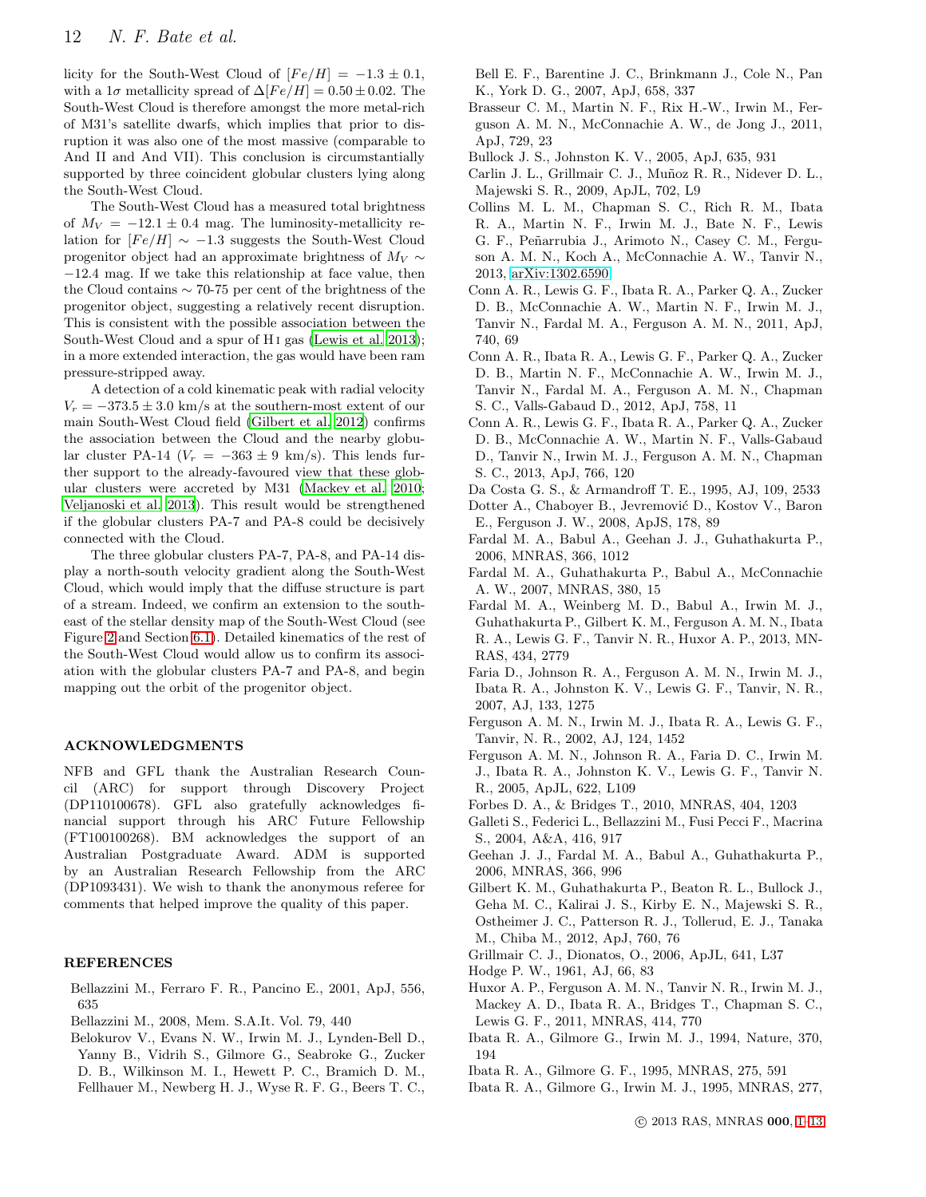licity for the South-West Cloud of $[Fe/H] = -1.3 \pm 0.1$, with a $1\sigma$ metallicity spread of $\Delta[Fe/H] = 0.50 \pm 0.02$. The South-West Cloud is therefore amongst the more metal-rich of M31's satellite dwarfs, which implies that prior to disruption it was also one of the most massive (comparable to And II and And VII). This conclusion is circumstantially supported by three coincident globular clusters lying along the South-West Cloud.

The South-West Cloud has a measured total brightness of $M_V = -12.1 \pm 0.4$ mag. The luminosity-metallicity relation for $[Fe/H] \sim -1.3$ suggests the South-West Cloud progenitor object had an approximate brightness of $M_V \sim -12.4$ mag. If we take this relationship at face value, then the Cloud contains $\sim$ 70-75 per cent of the brightness of the progenitor object, suggesting a relatively recent disruption. This is consistent with the possible association between the South-West Cloud and a spur of H I gas (Lewis et al. 2013); in a more extended interaction, the gas would have been ram pressure-stripped away.

A detection of a cold kinematic peak with radial velocity $V_r = -373.5 \pm 3.0$ km/s at the southern-most extent of our main South-West Cloud field (Gilbert et al. 2012) confirms the association between the Cloud and the nearby globular cluster PA-14 ($V_r = -363 \pm 9$ km/s). This lends further support to the already-favoured view that these globular clusters were accreted by M31 (Mackey et al. 2010; Veljanoski et al. 2013). This result would be strengthened if the globular clusters PA-7 and PA-8 could be decisively connected with the Cloud.

The three globular clusters PA-7, PA-8, and PA-14 display a north-south velocity gradient along the South-West Cloud, which would imply that the diffuse structure is part of a stream. Indeed, we confirm an extension to the south-east of the stellar density map of the South-West Cloud (see Figure 2 and Section 6.1). Detailed kinematics of the rest of the South-West Cloud would allow us to confirm its association with the globular clusters PA-7 and PA-8, and begin mapping out the orbit of the progenitor object.

## ACKNOWLEDGMENTS

NFB and GFL thank the Australian Research Council (ARC) for support through Discovery Project (DP110100678). GFL also gratefully acknowledges financial support through his ARC Future Fellowship (FT100100268). BM acknowledges the support of an Australian Postgraduate Award. ADM is supported by an Australian Research Fellowship from the ARC (DP1093431). We wish to thank the anonymous referee for comments that helped improve the quality of this paper.

## REFERENCES

Bellazzini M., Ferraro F. R., Pancino E., 2001, ApJ, 556, 635

Bellazzini M., 2008, Mem. S.A.It. Vol. 79, 440

Belokurov V., Evans N. W., Irwin M. J., Lynden-Bell D., Yanny B., Vidrih S., Gilmore G., Seabroke G., Zucker D. B., Wilkinson M. I., Hewett P. C., Bramich D. M., Fellhauer M., Newberg H. J., Wyse R. F. G., Beers T. C., Bell E. F., Barentine J. C., Brinkmann J., Cole N., Pan K., York D. G., 2007, ApJ, 658, 337

Brasseur C. M., Martin N. F., Rix H.-W., Irwin M., Ferguson A. M. N., McConnachie A. W., de Jong J., 2011, ApJ, 729, 23

Bullock J. S., Johnston K. V., 2005, ApJ, 635, 931

Carlin J. L., Grillmair C. J., Muñoz R. R., Nidever D. L., Majewski S. R., 2009, ApJL, 702, L9

Collins M. L. M., Chapman S. C., Rich R. M., Ibata R. A., Martin N. F., Irwin M. J., Bate N. F., Lewis G. F., Peñarrubia J., Arimoto N., Casey C. M., Ferguson A. M. N., Koch A., McConnachie A. W., Tanvir N., 2013, arXiv:1302.6590

Conn A. R., Lewis G. F., Ibata R. A., Parker Q. A., Zucker D. B., McConnachie A. W., Martin N. F., Irwin M. J., Tanvir N., Fardal M. A., Ferguson A. M. N., 2011, ApJ, 740, 69

Conn A. R., Ibata R. A., Lewis G. F., Parker Q. A., Zucker D. B., Martin N. F., McConnachie A. W., Irwin M. J., Tanvir N., Fardal M. A., Ferguson A. M. N., Chapman S. C., Valls-Gabaud D., 2012, ApJ, 758, 11

Conn A. R., Lewis G. F., Ibata R. A., Parker Q. A., Zucker D. B., McConnachie A. W., Martin N. F., Valls-Gabaud D., Tanvir N., Irwin M. J., Ferguson A. M. N., Chapman S. C., 2013, ApJ, 766, 120

Da Costa G. S., & Armandroff T. E., 1995, AJ, 109, 2533

Dotter A., Chaboyer B., Jevremović D., Kostov V., Baron E., Ferguson J. W., 2008, ApJS, 178, 89

Fardal M. A., Babul A., Geehan J. J., Guhathakurta P., 2006, MNRAS, 366, 1012

Fardal M. A., Guhathakurta P., Babul A., McConnachie A. W., 2007, MNRAS, 380, 15

Fardal M. A., Weinberg M. D., Babul A., Irwin M. J., Guhathakurta P., Gilbert K. M., Ferguson A. M. N., Ibata R. A., Lewis G. F., Tanvir N. R., Huxor A. P., 2013, MNRAS, 434, 2779

Faria D., Johnson R. A., Ferguson A. M. N., Irwin M. J., Ibata R. A., Johnston K. V., Lewis G. F., Tanvir, N. R., 2007, AJ, 133, 1275

Ferguson A. M. N., Irwin M. J., Ibata R. A., Lewis G. F., Tanvir, N. R., 2002, AJ, 124, 1452

Ferguson A. M. N., Johnson R. A., Faria D. C., Irwin M. J., Ibata R. A., Johnston K. V., Lewis G. F., Tanvir N. R., 2005, ApJL, 622, L109

Forbes D. A., & Bridges T., 2010, MNRAS, 404, 1203

Galleti S., Federici L., Bellazzini M., Fusi Pecci F., Macrina S., 2004, A&A, 416, 917

Geehan J. J., Fardal M. A., Babul A., Guhathakurta P., 2006, MNRAS, 366, 996

Gilbert K. M., Guhathakurta P., Beaton R. L., Bullock J., Geha M. C., Kalirai J. S., Kirby E. N., Majewski S. R., Ostheimer J. C., Patterson R. J., Tollerud, E. J., Tanaka M., Chiba M., 2012, ApJ, 760, 76

Grillmair C. J., Dionatos, O., 2006, ApJL, 641, L37

Hodge P. W., 1961, AJ, 66, 83

Huxor A. P., Ferguson A. M. N., Tanvir N. R., Irwin M. J., Mackey A. D., Ibata R. A., Bridges T., Chapman S. C., Lewis G. F., 2011, MNRAS, 414, 770

Ibata R. A., Gilmore G., Irwin M. J., 1994, Nature, 370, 194

Ibata R. A., Gilmore G. F., 1995, MNRAS, 275, 591

Ibata R. A., Gilmore G., Irwin M. J., 1995, MNRAS, 277,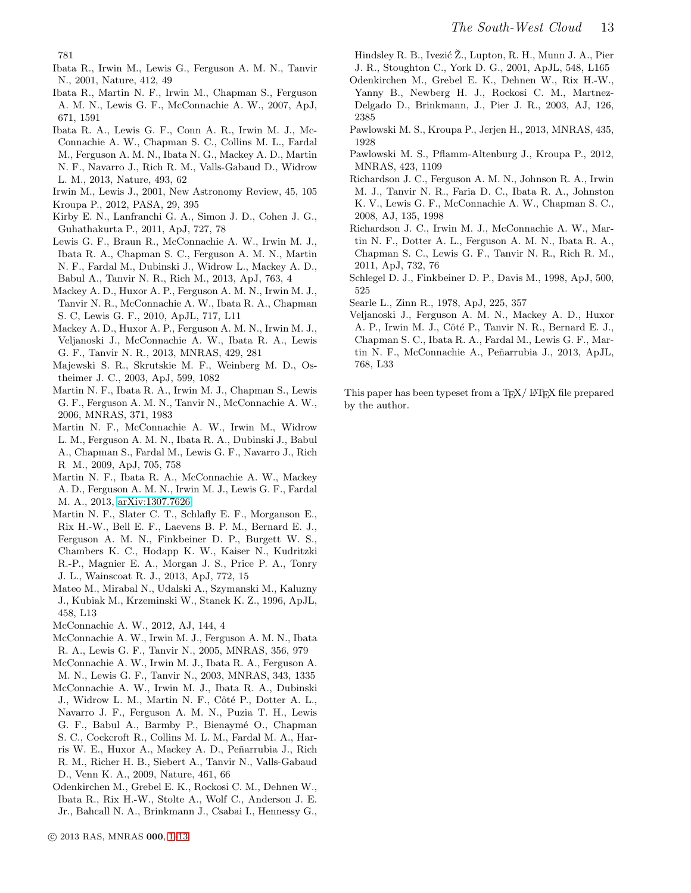781

Ibata R., Irwin M., Lewis G., Ferguson A. M. N., Tanvir N., 2001, Nature, 412, 49

Ibata R., Martin N. F., Irwin M., Chapman S., Ferguson A. M. N., Lewis G. F., McConnachie A. W., 2007, ApJ, 671, 1591

Ibata R. A., Lewis G. F., Conn A. R., Irwin M. J., McConnachie A. W., Chapman S. C., Collins M. L., Fardal M., Ferguson A. M. N., Ibata N. G., Mackey A. D., Martin N. F., Navarro J., Rich R. M., Valls-Gabaud D., Widrow L. M., 2013, Nature, 493, 62

Irwin M., Lewis J., 2001, New Astronomy Review, 45, 105

Kroupa P., 2012, PASA, 29, 395

Kirby E. N., Lanfranchi G. A., Simon J. D., Cohen J. G., Guhathakurta P., 2011, ApJ, 727, 78

Lewis G. F., Braun R., McConnachie A. W., Irwin M. J., Ibata R. A., Chapman S. C., Ferguson A. M. N., Martin N. F., Fardal M., Dubinski J., Widrow L., Mackey A. D., Babul A., Tanvir N. R., Rich M., 2013, ApJ, 763, 4

Mackey A. D., Huxor A. P., Ferguson A. M. N., Irwin M. J., Tanvir N. R., McConnachie A. W., Ibata R. A., Chapman S. C, Lewis G. F., 2010, ApJL, 717, L11

Mackey A. D., Huxor A. P., Ferguson A. M. N., Irwin M. J., Veljanoski J., McConnachie A. W., Ibata R. A., Lewis G. F., Tanvir N. R., 2013, MNRAS, 429, 281

Majewski S. R., Skrutskie M. F., Weinberg M. D., Ostheimer J. C., 2003, ApJ, 599, 1082

Martin N. F., Ibata R. A., Irwin M. J., Chapman S., Lewis G. F., Ferguson A. M. N., Tanvir N., McConnachie A. W., 2006, MNRAS, 371, 1983

Martin N. F., McConnachie A. W., Irwin M., Widrow L. M., Ferguson A. M. N., Ibata R. A., Dubinski J., Babul A., Chapman S., Fardal M., Lewis G. F., Navarro J., Rich R M., 2009, ApJ, 705, 758

Martin N. F., Ibata R. A., McConnachie A. W., Mackey A. D., Ferguson A. M. N., Irwin M. J., Lewis G. F., Fardal M. A., 2013, arXiv:1307.7626

Martin N. F., Slater C. T., Schlafly E. F., Morganson E., Rix H.-W., Bell E. F., Laevens B. P. M., Bernard E. J., Ferguson A. M. N., Finkbeiner D. P., Burgett W. S., Chambers K. C., Hodapp K. W., Kaiser N., Kudritzki R.-P., Magnier E. A., Morgan J. S., Price P. A., Tonry J. L., Wainscoat R. J., 2013, ApJ, 772, 15

Mateo M., Mirabal N., Udalski A., Szymanski M., Kaluzny J., Kubiak M., Krzeminski W., Stanek K. Z., 1996, ApJL, 458, L13

McConnachie A. W., 2012, AJ, 144, 4

McConnachie A. W., Irwin M. J., Ferguson A. M. N., Ibata R. A., Lewis G. F., Tanvir N., 2005, MNRAS, 356, 979

McConnachie A. W., Irwin M. J., Ibata R. A., Ferguson A. M. N., Lewis G. F., Tanvir N., 2003, MNRAS, 343, 1335

McConnachie A. W., Irwin M. J., Ibata R. A., Dubinski J., Widrow L. M., Martin N. F., Côté P., Dotter A. L., Navarro J. F., Ferguson A. M. N., Puzia T. H., Lewis G. F., Babul A., Barmby P., Bienaymé O., Chapman S. C., Cockcroft R., Collins M. L. M., Fardal M. A., Harris W. E., Huxor A., Mackey A. D., Peñarrubia J., Rich R. M., Richer H. B., Siebert A., Tanvir N., Valls-Gabaud D., Venn K. A., 2009, Nature, 461, 66

Odenkirchen M., Grebel E. K., Rockosi C. M., Dehnen W., Ibata R., Rix H.-W., Stolte A., Wolf C., Anderson J. E. Jr., Bahcall N. A., Brinkmann J., Csabai I., Hennessy G., Hindsley R. B., Ivezić Ž., Lupton, R. H., Munn J. A., Pier J. R., Stoughton C., York D. G., 2001, ApJL, 548, L165

Odenkirchen M., Grebel E. K., Dehnen W., Rix H.-W., Yanny B., Newberg H. J., Rockosi C. M., Martnez-Delgado D., Brinkmann, J., Pier J. R., 2003, AJ, 126, 2385

Pawlowski M. S., Kroupa P., Jerjen H., 2013, MNRAS, 435, 1928

Pawlowski M. S., Pflamm-Altenburg J., Kroupa P., 2012, MNRAS, 423, 1109

Richardson J. C., Ferguson A. M. N., Johnson R. A., Irwin M. J., Tanvir N. R., Faria D. C., Ibata R. A., Johnston K. V., Lewis G. F., McConnachie A. W., Chapman S. C., 2008, AJ, 135, 1998

Richardson J. C., Irwin M. J., McConnachie A. W., Martin N. F., Dotter A. L., Ferguson A. M. N., Ibata R. A., Chapman S. C., Lewis G. F., Tanvir N. R., Rich R. M., 2011, ApJ, 732, 76

Schlegel D. J., Finkbeiner D. P., Davis M., 1998, ApJ, 500, 525

Searle L., Zinn R., 1978, ApJ, 225, 357

Veljanoski J., Ferguson A. M. N., Mackey A. D., Huxor A. P., Irwin M. J., Côté P., Tanvir N. R., Bernard E. J., Chapman S. C., Ibata R. A., Fardal M., Lewis G. F., Martin N. F., McConnachie A., Peñarrubia J., 2013, ApJL, 768, L33

This paper has been typeset from a TEX/ LATEX file prepared by the author.